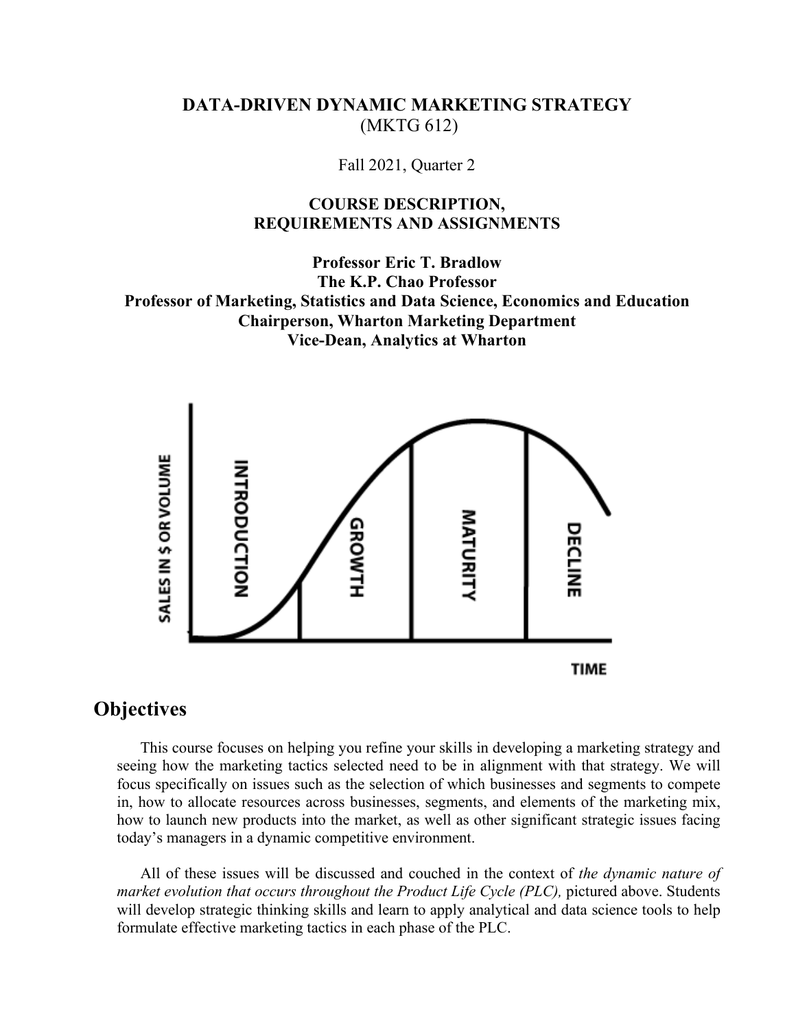**DATA-DRIVEN DYNAMIC MARKETING STRATEGY**
(MKTG 612)

Fall 2021, Quarter 2

**COURSE DESCRIPTION,**
**REQUIREMENTS AND ASSIGNMENTS**

**Professor Eric T. Bradlow**
**The K.P. Chao Professor**
**Professor of Marketing, Statistics and Data Science, Economics and Education**
**Chairperson, Wharton Marketing Department**
**Vice-Dean, Analytics at Wharton**

## Objectives

This course focuses on helping you refine your skills in developing a marketing strategy and seeing how the marketing tactics selected need to be in alignment with that strategy. We will focus specifically on issues such as the selection of which businesses and segments to compete in, how to allocate resources across businesses, segments, and elements of the marketing mix, how to launch new products into the market, as well as other significant strategic issues facing today's managers in a dynamic competitive environment.

All of these issues will be discussed and couched in the context of *the dynamic nature of market evolution that occurs throughout the Product Life Cycle (PLC),* pictured above. Students will develop strategic thinking skills and learn to apply analytical and data science tools to help formulate effective marketing tactics in each phase of the PLC.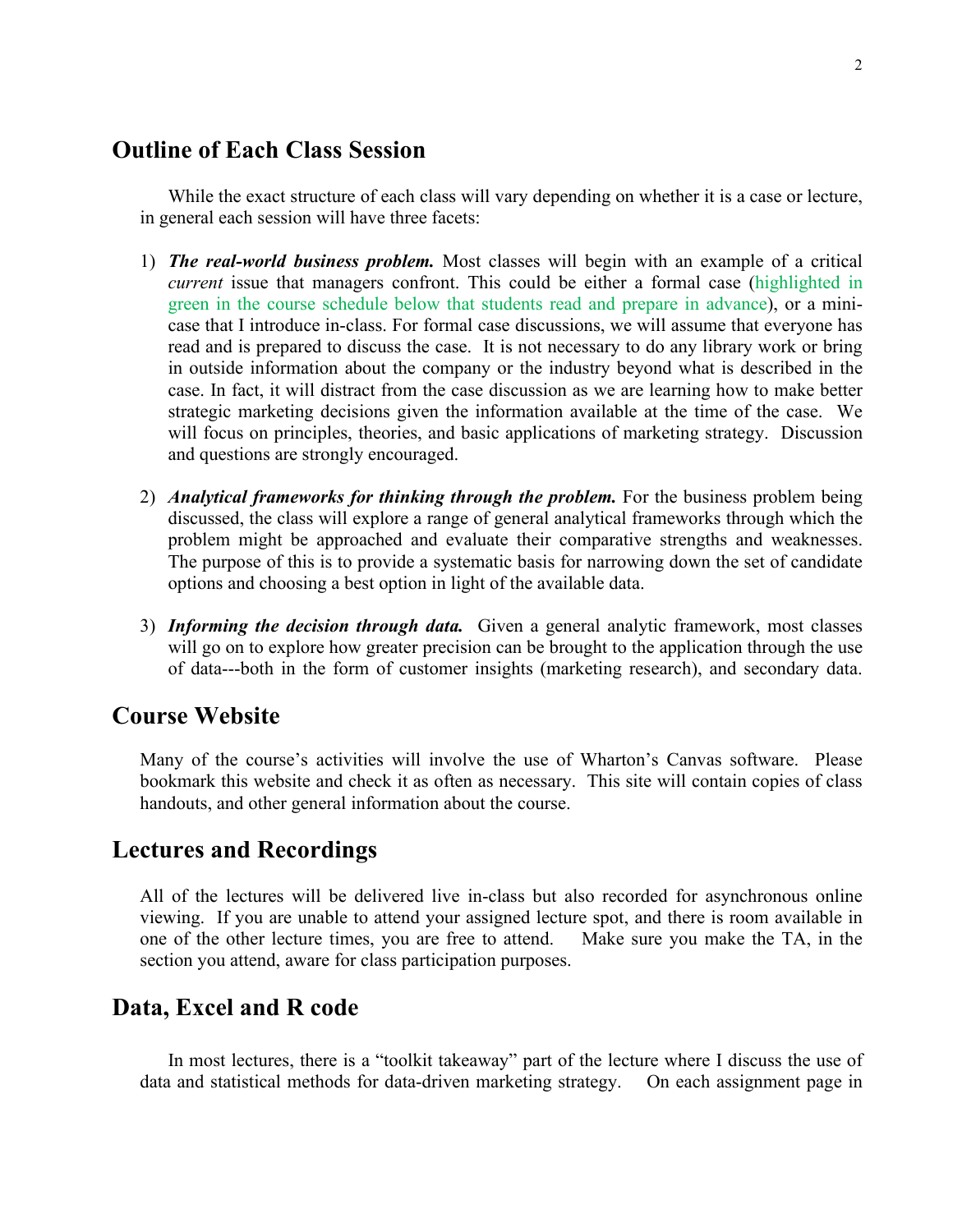## Outline of Each Class Session

While the exact structure of each class will vary depending on whether it is a case or lecture, in general each session will have three facets:

1) ***The real-world business problem.*** Most classes will begin with an example of a critical *current* issue that managers confront. This could be either a formal case (highlighted in green in the course schedule below that students read and prepare in advance), or a mini-case that I introduce in-class. For formal case discussions, we will assume that everyone has read and is prepared to discuss the case. It is not necessary to do any library work or bring in outside information about the company or the industry beyond what is described in the case. In fact, it will distract from the case discussion as we are learning how to make better strategic marketing decisions given the information available at the time of the case. We will focus on principles, theories, and basic applications of marketing strategy. Discussion and questions are strongly encouraged.

2) ***Analytical frameworks for thinking through the problem.*** For the business problem being discussed, the class will explore a range of general analytical frameworks through which the problem might be approached and evaluate their comparative strengths and weaknesses. The purpose of this is to provide a systematic basis for narrowing down the set of candidate options and choosing a best option in light of the available data.

3) ***Informing the decision through data.*** Given a general analytic framework, most classes will go on to explore how greater precision can be brought to the application through the use of data---both in the form of customer insights (marketing research), and secondary data.

## Course Website

Many of the course's activities will involve the use of Wharton's Canvas software. Please bookmark this website and check it as often as necessary. This site will contain copies of class handouts, and other general information about the course.

## Lectures and Recordings

All of the lectures will be delivered live in-class but also recorded for asynchronous online viewing. If you are unable to attend your assigned lecture spot, and there is room available in one of the other lecture times, you are free to attend. Make sure you make the TA, in the section you attend, aware for class participation purposes.

## Data, Excel and R code

In most lectures, there is a "toolkit takeaway" part of the lecture where I discuss the use of data and statistical methods for data-driven marketing strategy. On each assignment page in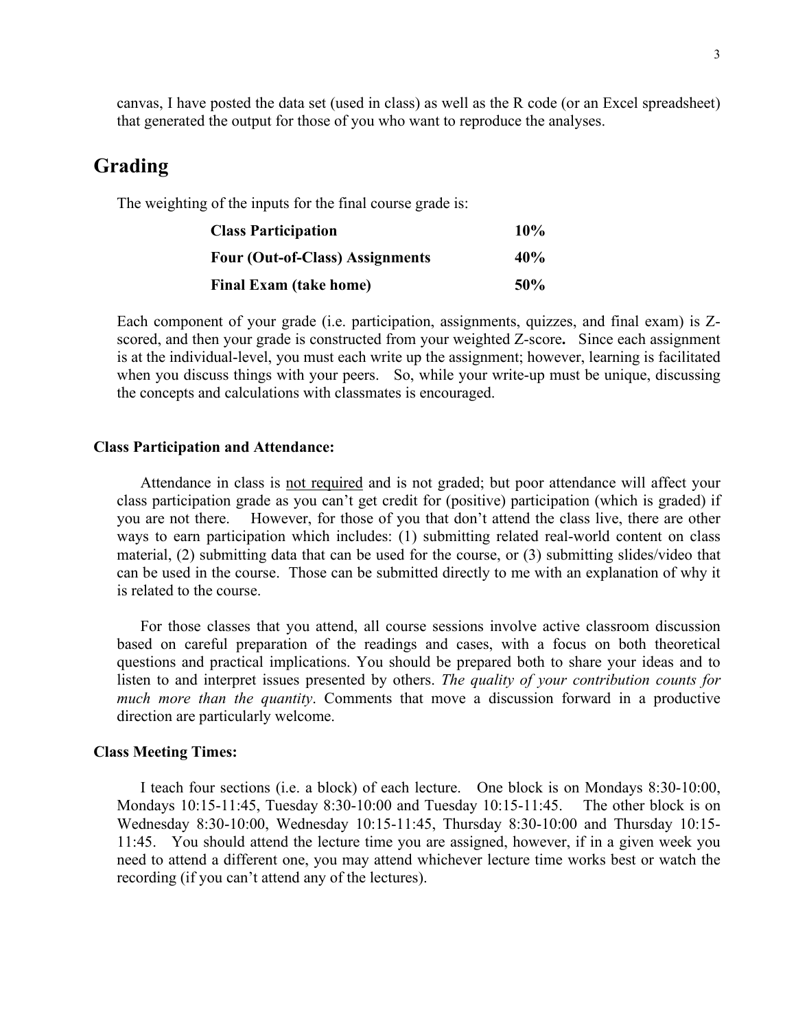canvas, I have posted the data set (used in class) as well as the R code (or an Excel spreadsheet) that generated the output for those of you who want to reproduce the analyses.

## Grading

The weighting of the inputs for the final course grade is:

| | |
|---|---|
| **Class Participation** | **10%** |
| **Four (Out-of-Class) Assignments** | **40%** |
| **Final Exam (take home)** | **50%** |

Each component of your grade (i.e. participation, assignments, quizzes, and final exam) is Z-scored, and then your grade is constructed from your weighted Z-score**.** Since each assignment is at the individual-level, you must each write up the assignment; however, learning is facilitated when you discuss things with your peers. So, while your write-up must be unique, discussing the concepts and calculations with classmates is encouraged.

### Class Participation and Attendance:

Attendance in class is <u>not required</u> and is not graded; but poor attendance will affect your class participation grade as you can't get credit for (positive) participation (which is graded) if you are not there. However, for those of you that don't attend the class live, there are other ways to earn participation which includes: (1) submitting related real-world content on class material, (2) submitting data that can be used for the course, or (3) submitting slides/video that can be used in the course. Those can be submitted directly to me with an explanation of why it is related to the course.

For those classes that you attend, all course sessions involve active classroom discussion based on careful preparation of the readings and cases, with a focus on both theoretical questions and practical implications. You should be prepared both to share your ideas and to listen to and interpret issues presented by others. *The quality of your contribution counts for much more than the quantity*. Comments that move a discussion forward in a productive direction are particularly welcome.

### Class Meeting Times:

I teach four sections (i.e. a block) of each lecture. One block is on Mondays 8:30-10:00, Mondays 10:15-11:45, Tuesday 8:30-10:00 and Tuesday 10:15-11:45. The other block is on Wednesday 8:30-10:00, Wednesday 10:15-11:45, Thursday 8:30-10:00 and Thursday 10:15-11:45. You should attend the lecture time you are assigned, however, if in a given week you need to attend a different one, you may attend whichever lecture time works best or watch the recording (if you can't attend any of the lectures).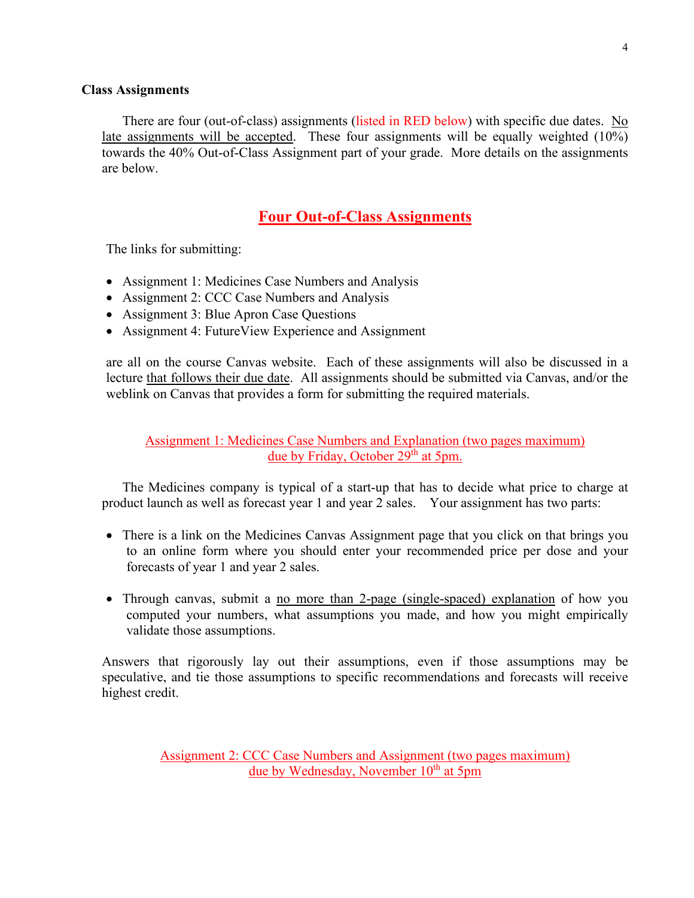**Class Assignments**

There are four (out-of-class) assignments (listed in RED below) with specific due dates. No late assignments will be accepted. These four assignments will be equally weighted (10%) towards the 40% Out-of-Class Assignment part of your grade. More details on the assignments are below.

## Four Out-of-Class Assignments

The links for submitting:

- Assignment 1: Medicines Case Numbers and Analysis
- Assignment 2: CCC Case Numbers and Analysis
- Assignment 3: Blue Apron Case Questions
- Assignment 4: FutureView Experience and Assignment

are all on the course Canvas website. Each of these assignments will also be discussed in a lecture that follows their due date. All assignments should be submitted via Canvas, and/or the weblink on Canvas that provides a form for submitting the required materials.

### Assignment 1: Medicines Case Numbers and Explanation (two pages maximum) due by Friday, October 29th at 5pm.

The Medicines company is typical of a start-up that has to decide what price to charge at product launch as well as forecast year 1 and year 2 sales. Your assignment has two parts:

- There is a link on the Medicines Canvas Assignment page that you click on that brings you to an online form where you should enter your recommended price per dose and your forecasts of year 1 and year 2 sales.
- Through canvas, submit a no more than 2-page (single-spaced) explanation of how you computed your numbers, what assumptions you made, and how you might empirically validate those assumptions.

Answers that rigorously lay out their assumptions, even if those assumptions may be speculative, and tie those assumptions to specific recommendations and forecasts will receive highest credit.

### Assignment 2: CCC Case Numbers and Assignment (two pages maximum) due by Wednesday, November 10th at 5pm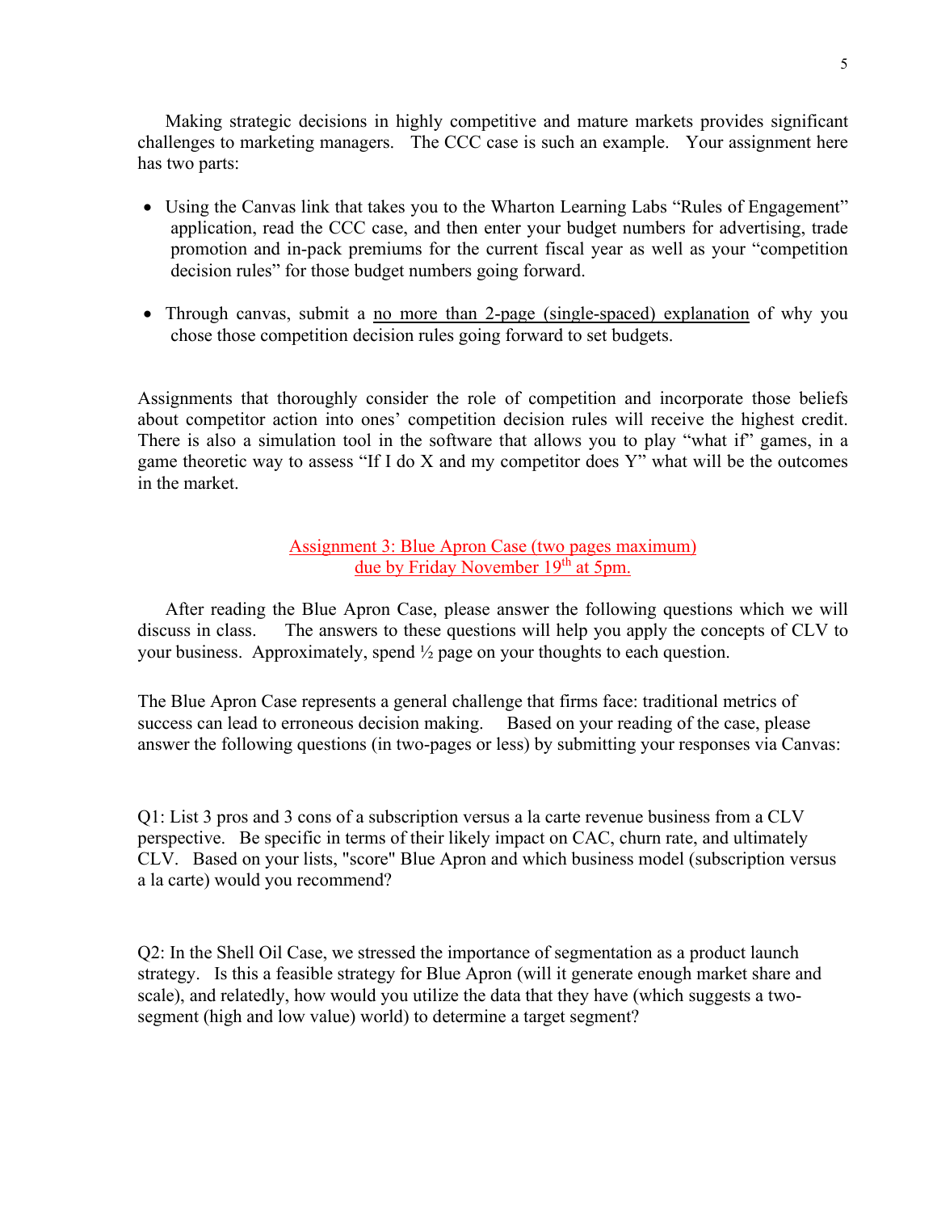Making strategic decisions in highly competitive and mature markets provides significant challenges to marketing managers. The CCC case is such an example. Your assignment here has two parts:

- Using the Canvas link that takes you to the Wharton Learning Labs "Rules of Engagement" application, read the CCC case, and then enter your budget numbers for advertising, trade promotion and in-pack premiums for the current fiscal year as well as your "competition decision rules" for those budget numbers going forward.
- Through canvas, submit a <u>no more than 2-page (single-spaced) explanation</u> of why you chose those competition decision rules going forward to set budgets.

Assignments that thoroughly consider the role of competition and incorporate those beliefs about competitor action into ones' competition decision rules will receive the highest credit. There is also a simulation tool in the software that allows you to play "what if" games, in a game theoretic way to assess "If I do X and my competitor does Y" what will be the outcomes in the market.

## <u>Assignment 3: Blue Apron Case (two pages maximum)</u>
## <u>due by Friday November 19th at 5pm.</u>

After reading the Blue Apron Case, please answer the following questions which we will discuss in class. The answers to these questions will help you apply the concepts of CLV to your business. Approximately, spend ½ page on your thoughts to each question.

The Blue Apron Case represents a general challenge that firms face: traditional metrics of success can lead to erroneous decision making. Based on your reading of the case, please answer the following questions (in two-pages or less) by submitting your responses via Canvas:

Q1: List 3 pros and 3 cons of a subscription versus a la carte revenue business from a CLV perspective. Be specific in terms of their likely impact on CAC, churn rate, and ultimately CLV. Based on your lists, "score" Blue Apron and which business model (subscription versus a la carte) would you recommend?

Q2: In the Shell Oil Case, we stressed the importance of segmentation as a product launch strategy. Is this a feasible strategy for Blue Apron (will it generate enough market share and scale), and relatedly, how would you utilize the data that they have (which suggests a two-segment (high and low value) world) to determine a target segment?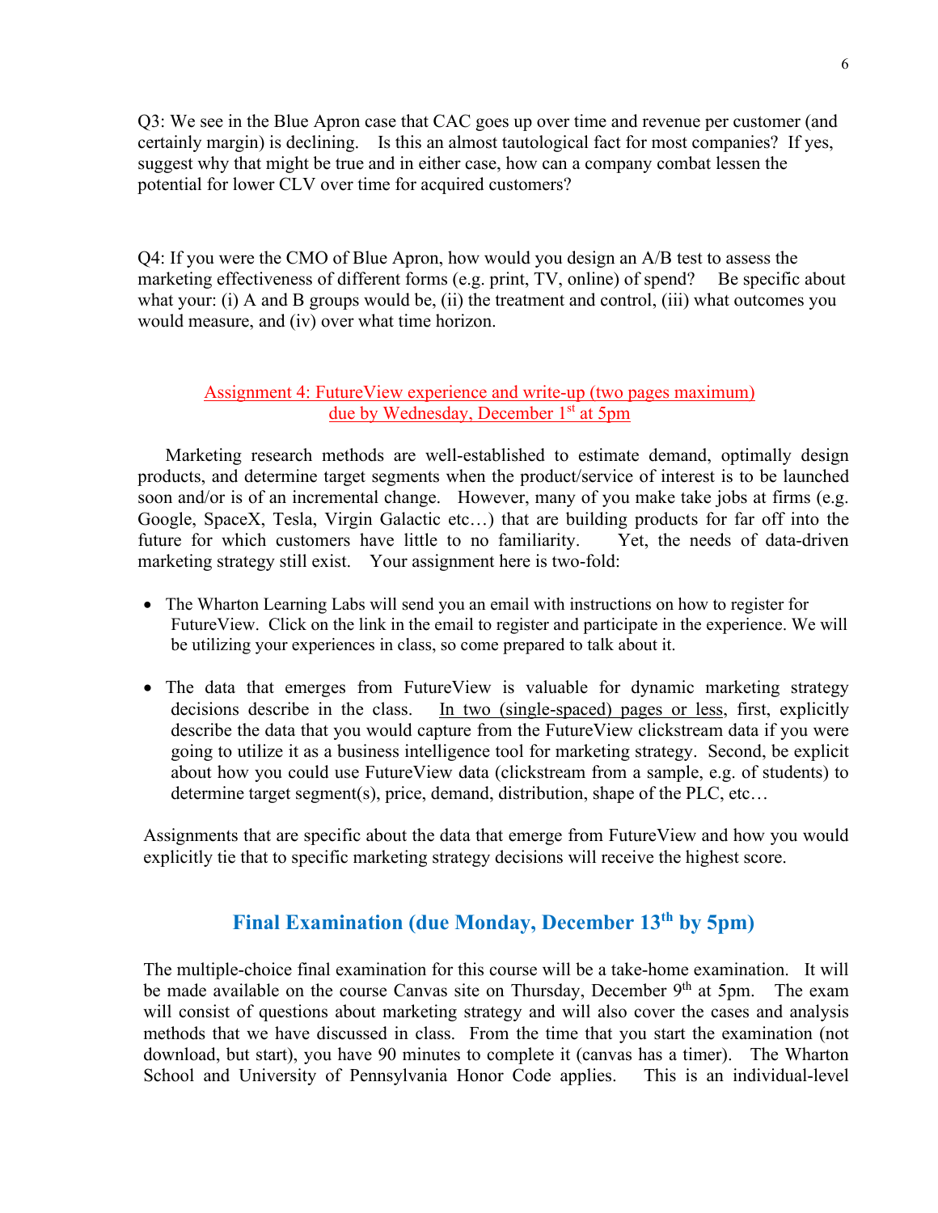Q3: We see in the Blue Apron case that CAC goes up over time and revenue per customer (and certainly margin) is declining. Is this an almost tautological fact for most companies? If yes, suggest why that might be true and in either case, how can a company combat lessen the potential for lower CLV over time for acquired customers?

Q4: If you were the CMO of Blue Apron, how would you design an A/B test to assess the marketing effectiveness of different forms (e.g. print, TV, online) of spend? Be specific about what your: (i) A and B groups would be, (ii) the treatment and control, (iii) what outcomes you would measure, and (iv) over what time horizon.

## Assignment 4: FutureView experience and write-up (two pages maximum) due by Wednesday, December 1st at 5pm

Marketing research methods are well-established to estimate demand, optimally design products, and determine target segments when the product/service of interest is to be launched soon and/or is of an incremental change. However, many of you make take jobs at firms (e.g. Google, SpaceX, Tesla, Virgin Galactic etc…) that are building products for far off into the future for which customers have little to no familiarity. Yet, the needs of data-driven marketing strategy still exist. Your assignment here is two-fold:

- The Wharton Learning Labs will send you an email with instructions on how to register for FutureView. Click on the link in the email to register and participate in the experience. We will be utilizing your experiences in class, so come prepared to talk about it.

- The data that emerges from FutureView is valuable for dynamic marketing strategy decisions describe in the class. <u>In two (single-spaced) pages or less</u>, first, explicitly describe the data that you would capture from the FutureView clickstream data if you were going to utilize it as a business intelligence tool for marketing strategy. Second, be explicit about how you could use FutureView data (clickstream from a sample, e.g. of students) to determine target segment(s), price, demand, distribution, shape of the PLC, etc…

Assignments that are specific about the data that emerge from FutureView and how you would explicitly tie that to specific marketing strategy decisions will receive the highest score.

## Final Examination (due Monday, December 13th by 5pm)

The multiple-choice final examination for this course will be a take-home examination. It will be made available on the course Canvas site on Thursday, December 9th at 5pm. The exam will consist of questions about marketing strategy and will also cover the cases and analysis methods that we have discussed in class. From the time that you start the examination (not download, but start), you have 90 minutes to complete it (canvas has a timer). The Wharton School and University of Pennsylvania Honor Code applies. This is an individual-level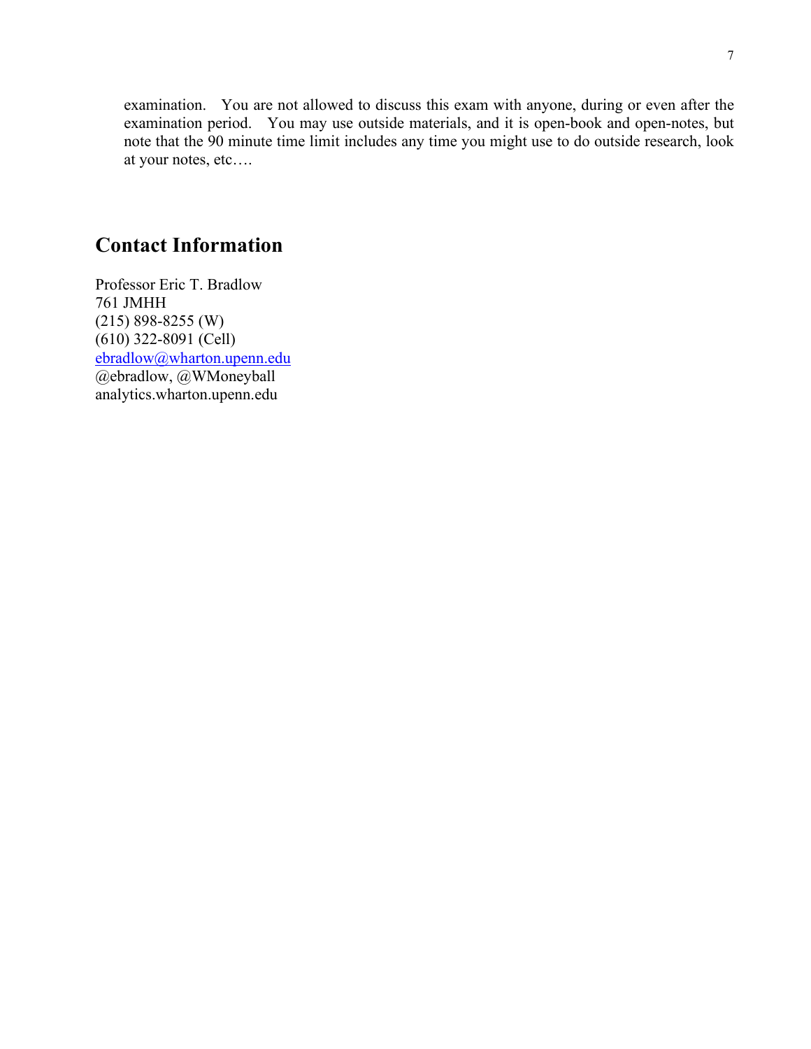examination. You are not allowed to discuss this exam with anyone, during or even after the examination period. You may use outside materials, and it is open-book and open-notes, but note that the 90 minute time limit includes any time you might use to do outside research, look at your notes, etc….

## Contact Information

Professor Eric T. Bradlow
761 JMHH
(215) 898-8255 (W)
(610) 322-8091 (Cell)
ebradlow@wharton.upenn.edu
@ebradlow, @WMoneyball
analytics.wharton.upenn.edu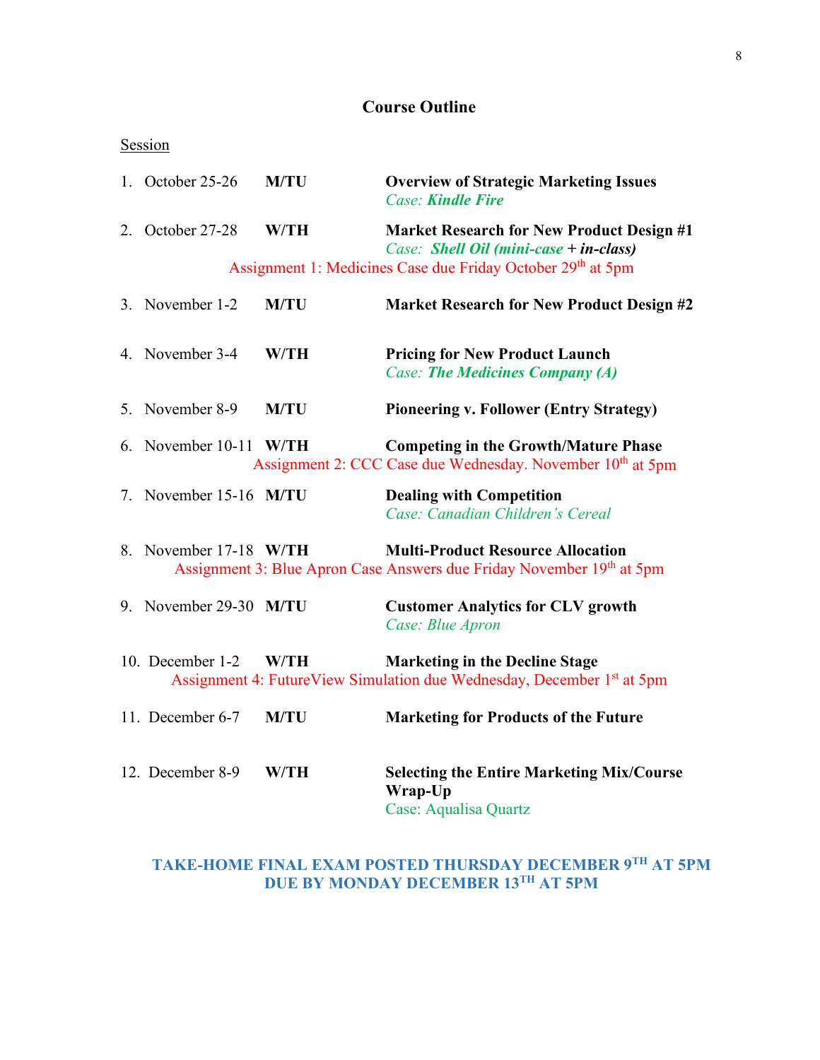## Course Outline

Session

1. October 25-26 **M/TU** **Overview of Strategic Marketing Issues**
   *Case: **Kindle Fire***

2. October 27-28 **W/TH** **Market Research for New Product Design #1**
   *Case: **Shell Oil (mini-case** + **in-class)***

   Assignment 1: Medicines Case due Friday October 29th at 5pm

3. November 1-2 **M/TU** **Market Research for New Product Design #2**

4. November 3-4 **W/TH** **Pricing for New Product Launch**
   *Case: **The Medicines Company (A)***

5. November 8-9 **M/TU** **Pioneering v. Follower (Entry Strategy)**

6. November 10-11 **W/TH** **Competing in the Growth/Mature Phase**

   Assignment 2: CCC Case due Wednesday. November 10th at 5pm

7. November 15-16 **M/TU** **Dealing with Competition**
   *Case: Canadian Children's Cereal*

8. November 17-18 **W/TH** **Multi-Product Resource Allocation**

   Assignment 3: Blue Apron Case Answers due Friday November 19th at 5pm

9. November 29-30 **M/TU** **Customer Analytics for CLV growth**
   *Case: Blue Apron*

10. December 1-2 **W/TH** **Marketing in the Decline Stage**

    Assignment 4: FutureView Simulation due Wednesday, December 1st at 5pm

11. December 6-7 **M/TU** **Marketing for Products of the Future**

12. December 8-9 **W/TH** **Selecting the Entire Marketing Mix/Course Wrap-Up**
    Case: Aqualisa Quartz

**TAKE-HOME FINAL EXAM POSTED THURSDAY DECEMBER 9TH AT 5PM**
**DUE BY MONDAY DECEMBER 13TH AT 5PM**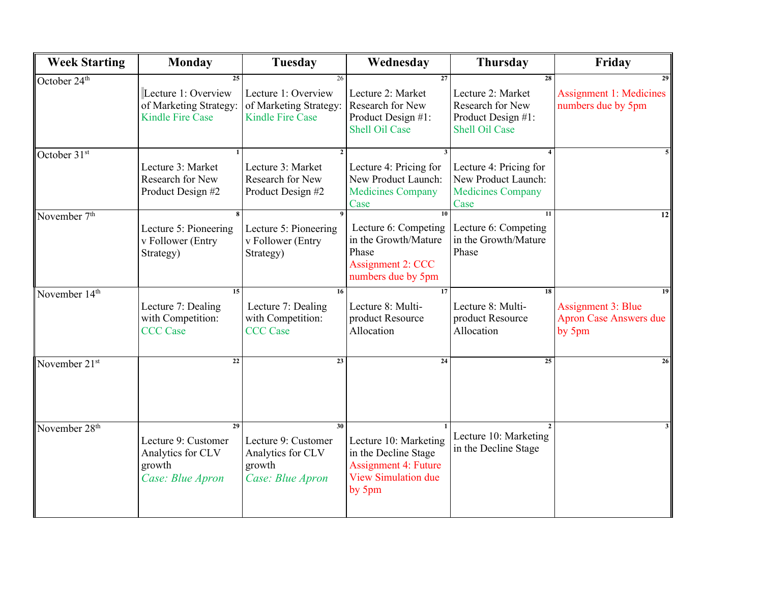| Week Starting | Monday | Tuesday | Wednesday | Thursday | Friday |
|---|---|---|---|---|---|
| October 24th | 25 Lecture 1: Overview of Marketing Strategy: Kindle Fire Case | 26 Lecture 1: Overview of Marketing Strategy: Kindle Fire Case | 27 Lecture 2: Market Research for New Product Design #1: Shell Oil Case | 28 Lecture 2: Market Research for New Product Design #1: Shell Oil Case | 29 Assignment 1: Medicines numbers due by 5pm |
| October 31st | 1 Lecture 3: Market Research for New Product Design #2 | 2 Lecture 3: Market Research for New Product Design #2 | 3 Lecture 4: Pricing for New Product Launch: Medicines Company Case | 4 Lecture 4: Pricing for New Product Launch: Medicines Company Case | 5 |
| November 7th | 8 Lecture 5: Pioneering v Follower (Entry Strategy) | 9 Lecture 5: Pioneering v Follower (Entry Strategy) | 10 Lecture 6: Competing in the Growth/Mature Phase Assignment 2: CCC numbers due by 5pm | 11 Lecture 6: Competing in the Growth/Mature Phase | 12 |
| November 14th | 15 Lecture 7: Dealing with Competition: CCC Case | 16 Lecture 7: Dealing with Competition: CCC Case | 17 Lecture 8: Multi-product Resource Allocation | 18 Lecture 8: Multi-product Resource Allocation | 19 Assignment 3: Blue Apron Case Answers due by 5pm |
| November 21st | 22 | 23 | 24 | 25 | 26 |
| November 28th | 29 Lecture 9: Customer Analytics for CLV growth *Case: Blue Apron* | 30 Lecture 9: Customer Analytics for CLV growth *Case: Blue Apron* | 1 Lecture 10: Marketing in the Decline Stage Assignment 4: Future View Simulation due by 5pm | 2 Lecture 10: Marketing in the Decline Stage | 3 |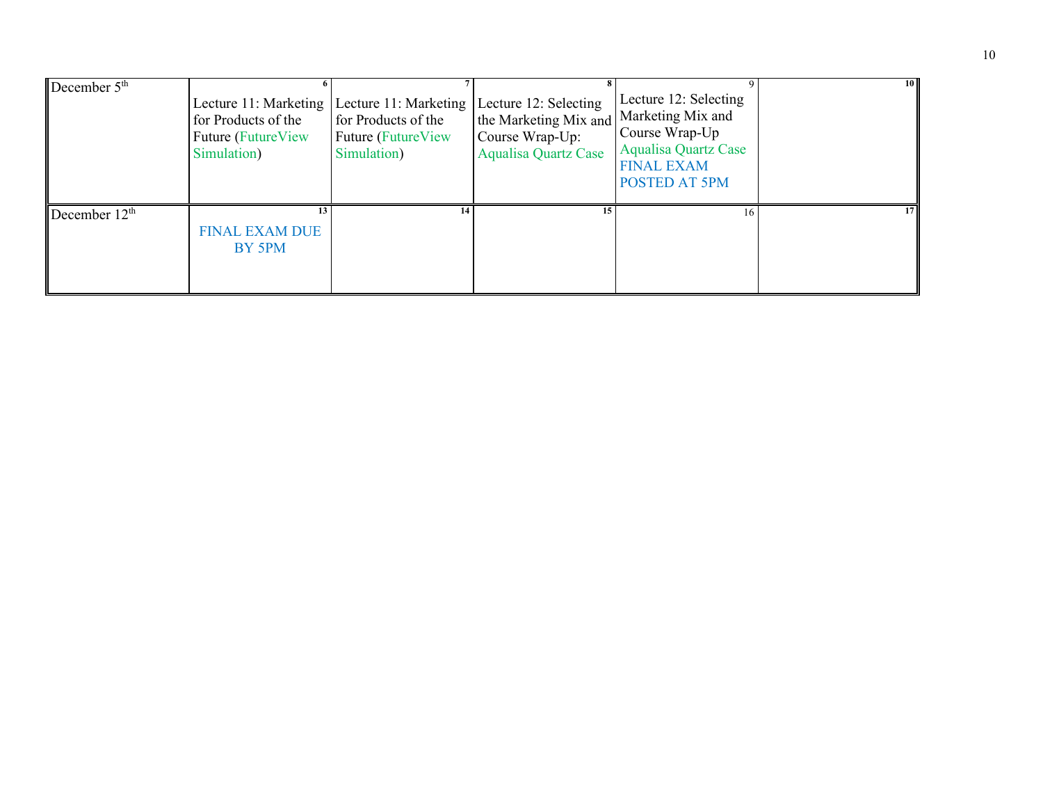| | | | | | |
|---|---|---|---|---|---|
| December 5th | 6<br>Lecture 11: Marketing for Products of the Future (FutureView Simulation) | 7<br>Lecture 11: Marketing for Products of the Future (FutureView Simulation) | 8<br>Lecture 12: Selecting the Marketing Mix and Course Wrap-Up: Aqualisa Quartz Case | 9<br>Lecture 12: Selecting Marketing Mix and Course Wrap-Up Aqualisa Quartz Case FINAL EXAM POSTED AT 5PM | 10 |
| December 12th | 13<br>FINAL EXAM DUE BY 5PM | 14 | 15 | 16 | 17 |